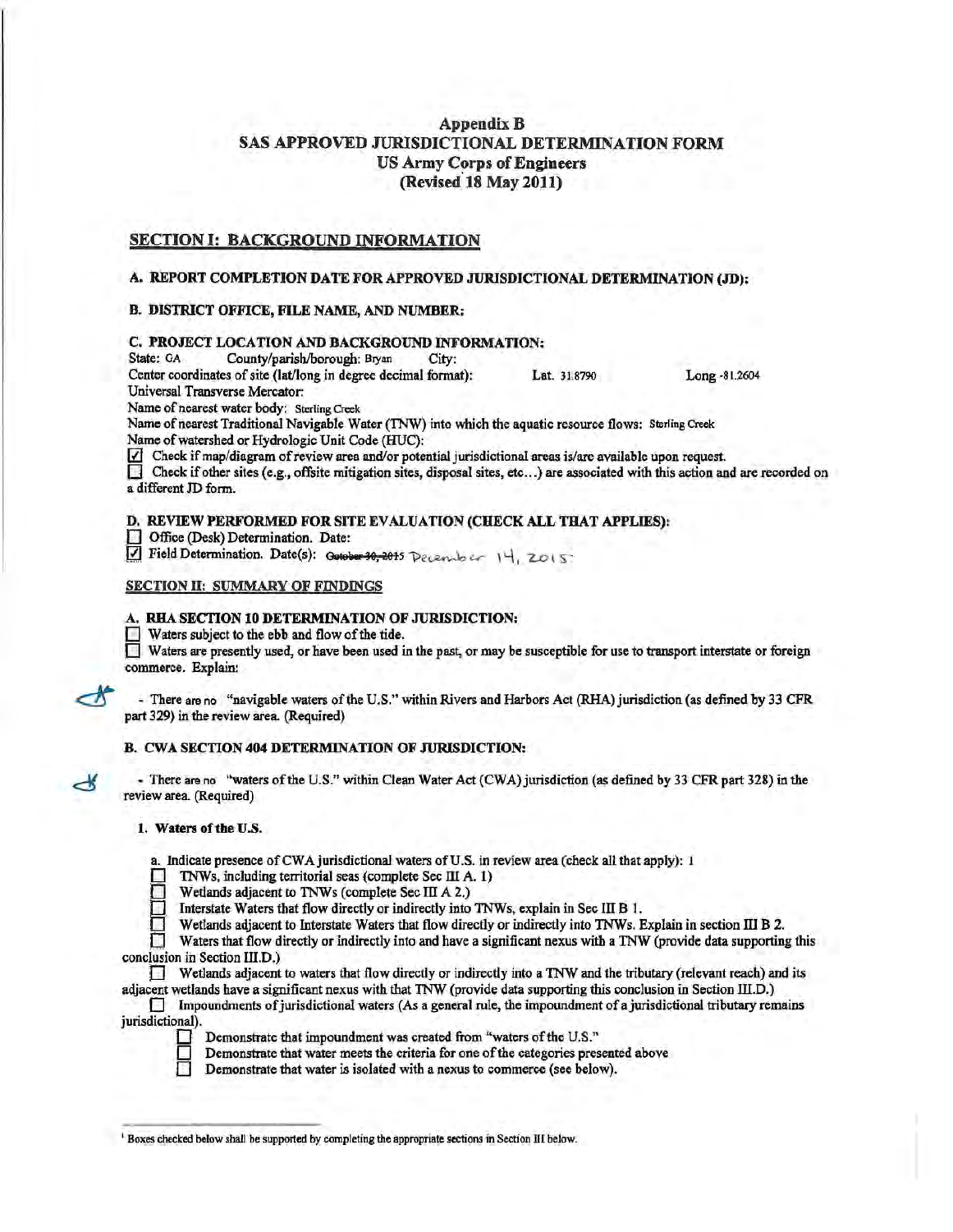# Appendix B
# SAS APPROVED JURISDICTIONAL DETERMINATION FORM
## US Army Corps of Engineers
## (Revised 18 May 2011)

## SECTION I: BACKGROUND INFORMATION

**A. REPORT COMPLETION DATE FOR APPROVED JURISDICTIONAL DETERMINATION (JD):**

**B. DISTRICT OFFICE, FILE NAME, AND NUMBER:**

**C. PROJECT LOCATION AND BACKGROUND INFORMATION:**

State: GA County/parish/borough: Bryan City:

Center coordinates of site (lat/long in degree decimal format): Lat. 31.8790 Long -81.2604

Universal Transverse Mercator:

Name of nearest water body: Sterling Creek

Name of nearest Traditional Navigable Water (TNW) into which the aquatic resource flows: Sterling Creek

Name of watershed or Hydrologic Unit Code (HUC):

☑ Check if map/diagram of review area and/or potential jurisdictional areas is/are available upon request.

☐ Check if other sites (e.g., offsite mitigation sites, disposal sites, etc…) are associated with this action and are recorded on a different JD form.

**D. REVIEW PERFORMED FOR SITE EVALUATION (CHECK ALL THAT APPLIES):**

☐ Office (Desk) Determination. Date:

☑ Field Determination. Date(s): ~~October 30, 2015~~ December 14, 2015

## SECTION II: SUMMARY OF FINDINGS

**A. RHA SECTION 10 DETERMINATION OF JURISDICTION:**

☐ Waters subject to the ebb and flow of the tide.

☐ Waters are presently used, or have been used in the past, or may be susceptible for use to transport interstate or foreign commerce. Explain:

- There are no "navigable waters of the U.S." within Rivers and Harbors Act (RHA) jurisdiction (as defined by 33 CFR part 329) in the review area. (Required)

**B. CWA SECTION 404 DETERMINATION OF JURISDICTION:**

- There are no "waters of the U.S." within Clean Water Act (CWA) jurisdiction (as defined by 33 CFR part 328) in the review area. (Required)

**1. Waters of the U.S.**

a. Indicate presence of CWA jurisdictional waters of U.S. in review area (check all that apply): [1]

☐ TNWs, including territorial seas (complete Sec III A. 1)

☐ Wetlands adjacent to TNWs (complete Sec III A 2.)

☐ Interstate Waters that flow directly or indirectly into TNWs, explain in Sec III B 1.

☐ Wetlands adjacent to Interstate Waters that flow directly or indirectly into TNWs. Explain in section III B 2.

☐ Waters that flow directly or indirectly into and have a significant nexus with a TNW (provide data supporting this conclusion in Section III.D.)

☐ Wetlands adjacent to waters that flow directly or indirectly into a TNW and the tributary (relevant reach) and its adjacent wetlands have a significant nexus with that TNW (provide data supporting this conclusion in Section III.D.)

☐ Impoundments of jurisdictional waters (As a general rule, the impoundment of a jurisdictional tributary remains jurisdictional).

☐ Demonstrate that impoundment was created from "waters of the U.S."

☐ Demonstrate that water meets the criteria for one of the categories presented above

☐ Demonstrate that water is isolated with a nexus to commerce (see below).

---

[1] Boxes checked below shall be supported by completing the appropriate sections in Section III below.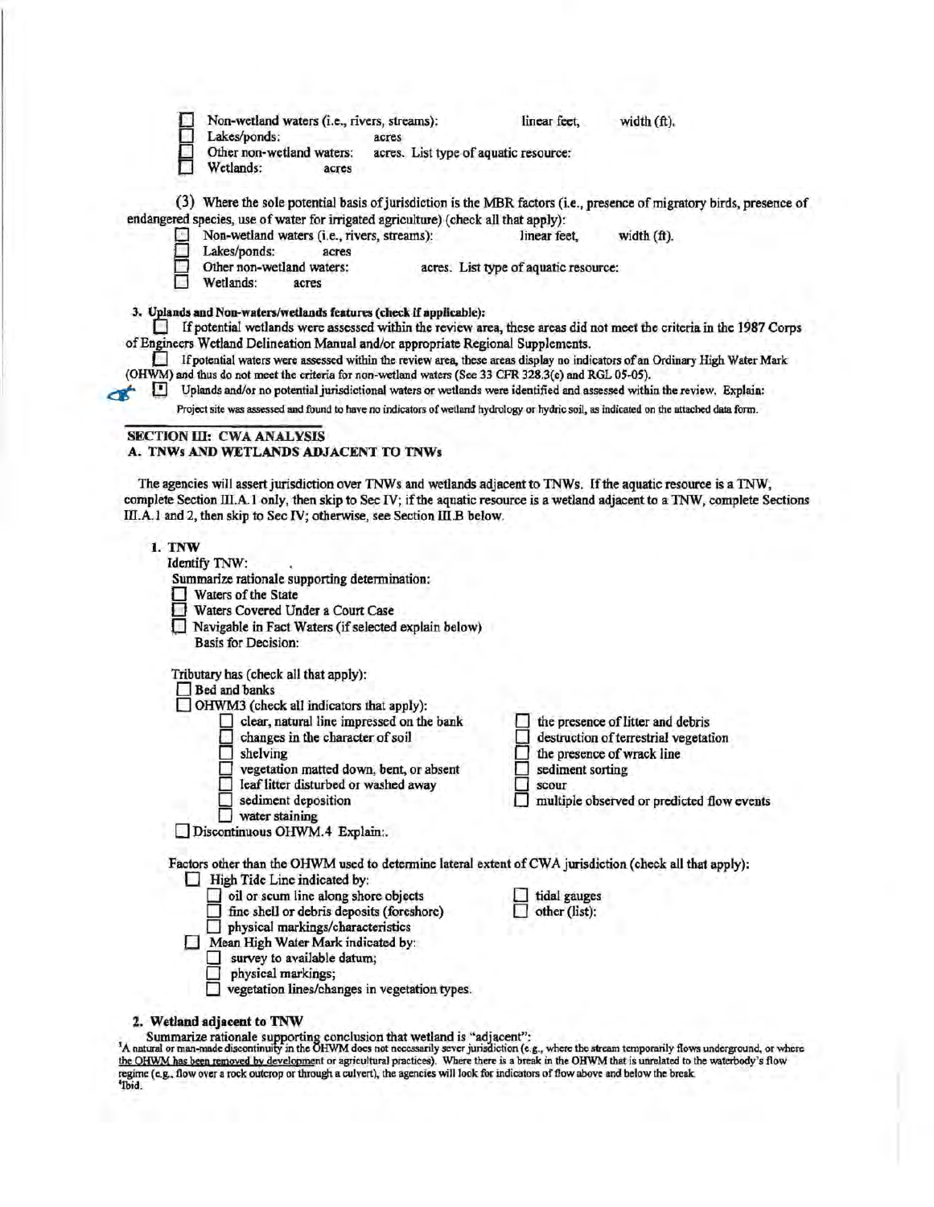- ☐ Non-wetland waters (i.e., rivers, streams): linear feet, width (ft).
- ☐ Lakes/ponds: acres
- ☐ Other non-wetland waters: acres. List type of aquatic resource:
- ☐ Wetlands: acres

(3) Where the sole potential basis of jurisdiction is the MBR factors (i.e., presence of migratory birds, presence of endangered species, use of water for irrigated agriculture) (check all that apply):

- ☐ Non-wetland waters (i.e., rivers, streams): linear feet, width (ft).
- ☐ Lakes/ponds: acres
- ☐ Other non-wetland waters: acres. List type of aquatic resource:
- ☐ Wetlands: acres

**3. Uplands and Non-waters/wetlands features (check if applicable):**

☐ If potential wetlands were assessed within the review area, these areas did not meet the criteria in the 1987 Corps of Engineers Wetland Delineation Manual and/or appropriate Regional Supplements.

☐ If potential waters were assessed within the review area, these areas display no indicators of an Ordinary High Water Mark (OHWM) and thus do not meet the criteria for non-wetland waters (See 33 CFR 328.3(e) and RGL 05-05).

☒ Uplands and/or no potential jurisdictional waters or wetlands were identified and assessed within the review. Explain: Project site was assessed and found to have no indicators of wetland hydrology or hydric soil, as indicated on the attached data form.

## SECTION III: CWA ANALYSIS

### A. TNWs AND WETLANDS ADJACENT TO TNWs

The agencies will assert jurisdiction over TNWs and wetlands adjacent to TNWs. If the aquatic resource is a TNW, complete Section III.A.1 only, then skip to Sec IV; if the aquatic resource is a wetland adjacent to a TNW, complete Sections III.A.1 and 2, then skip to Sec IV; otherwise, see Section III.B below.

**1. TNW**

Identify TNW:

Summarize rationale supporting determination:

- ☐ Waters of the State
- ☐ Waters Covered Under a Court Case
- ☐ Navigable in Fact Waters (if selected explain below)

Basis for Decision:

Tributary has (check all that apply):

- ☐ Bed and banks
- ☐ OHWM3 (check all indicators that apply):
  - ☐ clear, natural line impressed on the bank
  - ☐ changes in the character of soil
  - ☐ shelving
  - ☐ vegetation matted down, bent, or absent
  - ☐ leaf litter disturbed or washed away
  - ☐ sediment deposition
  - ☐ water staining
  - ☐ the presence of litter and debris
  - ☐ destruction of terrestrial vegetation
  - ☐ the presence of wrack line
  - ☐ sediment sorting
  - ☐ scour
  - ☐ multiple observed or predicted flow events
- ☐ Discontinuous OHWM.4 Explain:.

Factors other than the OHWM used to determine lateral extent of CWA jurisdiction (check all that apply):

- ☐ High Tide Line indicated by:
  - ☐ oil or scum line along shore objects
  - ☐ fine shell or debris deposits (foreshore)
  - ☐ physical markings/characteristics
  - ☐ tidal gauges
  - ☐ other (list):
- ☐ Mean High Water Mark indicated by:
  - ☐ survey to available datum;
  - ☐ physical markings;
  - ☐ vegetation lines/changes in vegetation types.

**2. Wetland adjacent to TNW**

Summarize rationale supporting conclusion that wetland is "adjacent":

[3] A natural or man-made discontinuity in the OHWM does not necessarily sever jurisdiction (e.g., where the stream temporarily flows underground, or where the OHWM has been removed by development or agricultural practices). Where there is a break in the OHWM that is unrelated to the waterbody's flow regime (e.g., flow over a rock outcrop or through a culvert), the agencies will look for indicators of flow above and below the break.

[4] Ibid.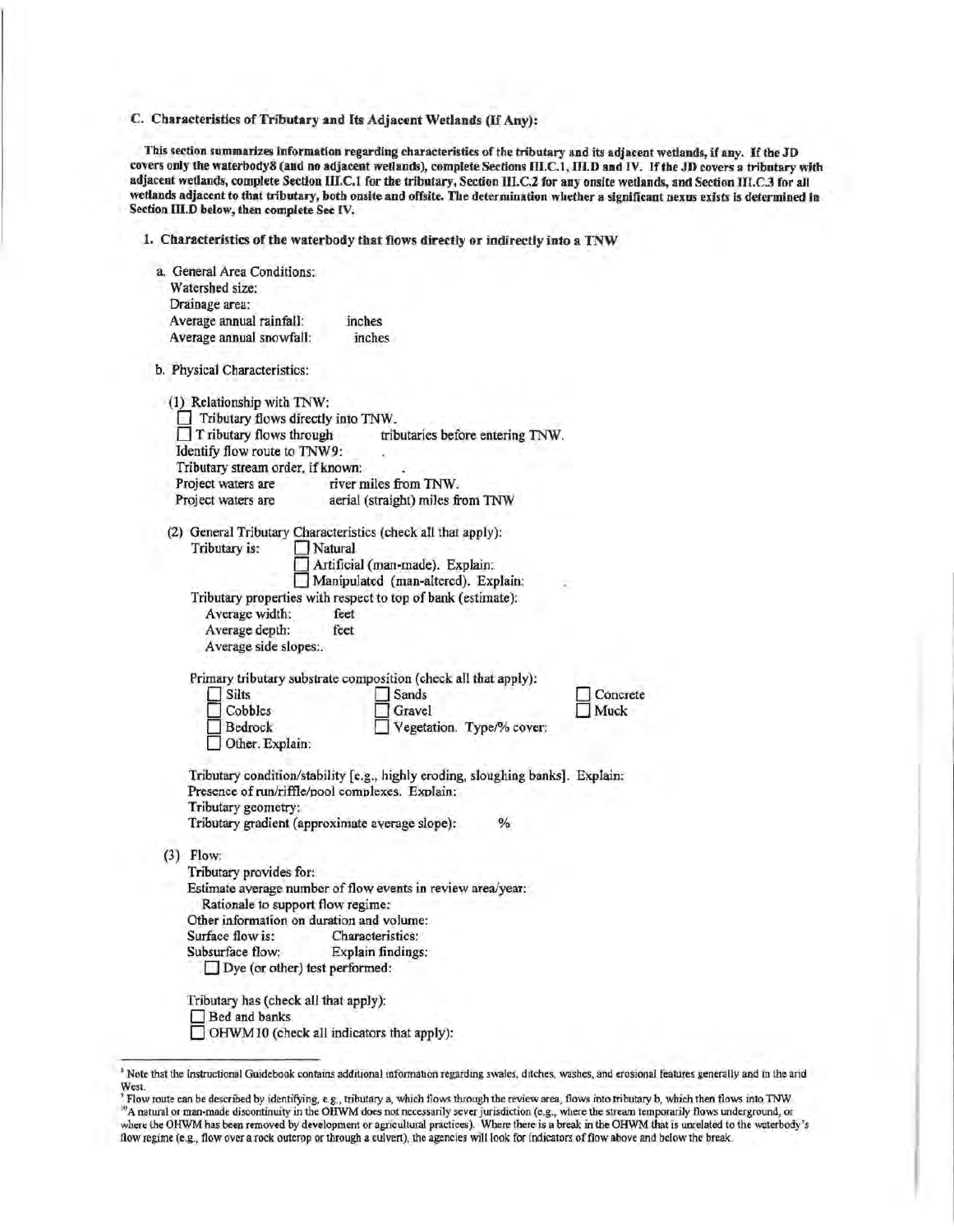### C. Characteristics of Tributary and Its Adjacent Wetlands (If Any):

**This section summarizes information regarding characteristics of the tributary and its adjacent wetlands, if any. If the JD covers only the waterbody[8] (and no adjacent wetlands), complete Sections III.C.1, III.D and IV. If the JD covers a tributary with adjacent wetlands, complete Section III.C.1 for the tributary, Section III.C.2 for any onsite wetlands, and Section III.C.3 for all wetlands adjacent to that tributary, both onsite and offsite. The determination whether a significant nexus exists is determined in Section III.D below, then complete Sec IV.**

#### 1. Characteristics of the waterbody that flows directly or indirectly into a TNW

a. General Area Conditions:
Watershed size:
Drainage area:
Average annual rainfall: inches
Average annual snowfall: inches

b. Physical Characteristics:

(1) Relationship with TNW:
☐ Tributary flows directly into TNW.
☐ Tributary flows through tributaries before entering TNW.
Identify flow route to TNW[9]: .
Tributary stream order, if known: .
Project waters are river miles from TNW.
Project waters are aerial (straight) miles from TNW

(2) General Tributary Characteristics (check all that apply):
Tributary is: ☐ Natural
☐ Artificial (man-made). Explain:
☐ Manipulated (man-altered). Explain:
Tributary properties with respect to top of bank (estimate):
Average width: feet
Average depth: feet
Average side slopes:.

Primary tributary substrate composition (check all that apply):
☐ Silts ☐ Sands ☐ Concrete
☐ Cobbles ☐ Gravel ☐ Muck
☐ Bedrock ☐ Vegetation. Type/% cover:
☐ Other. Explain:

Tributary condition/stability [e.g., highly eroding, sloughing banks]. Explain:
Presence of run/riffle/pool complexes. Explain:
Tributary geometry:
Tributary gradient (approximate average slope): %

(3) Flow:
Tributary provides for:
Estimate average number of flow events in review area/year:
Rationale to support flow regime:
Other information on duration and volume:
Surface flow is: Characteristics:
Subsurface flow: Explain findings:
☐ Dye (or other) test performed:

Tributary has (check all that apply):
☐ Bed and banks
☐ OHWM[10] (check all indicators that apply):

---

[8] Note that the Instructional Guidebook contains additional information regarding swales, ditches, washes, and erosional features generally and in the arid West.

[9] Flow route can be described by identifying, e.g., tributary a, which flows through the review area, flows into tributary b, which then flows into TNW.

[10] A natural or man-made discontinuity in the OHWM does not necessarily sever jurisdiction (e.g., where the stream temporarily flows underground, or where the OHWM has been removed by development or agricultural practices). Where there is a break in the OHWM that is unrelated to the waterbody's flow regime (e.g., flow over a rock outcrop or through a culvert), the agencies will look for indicators of flow above and below the break.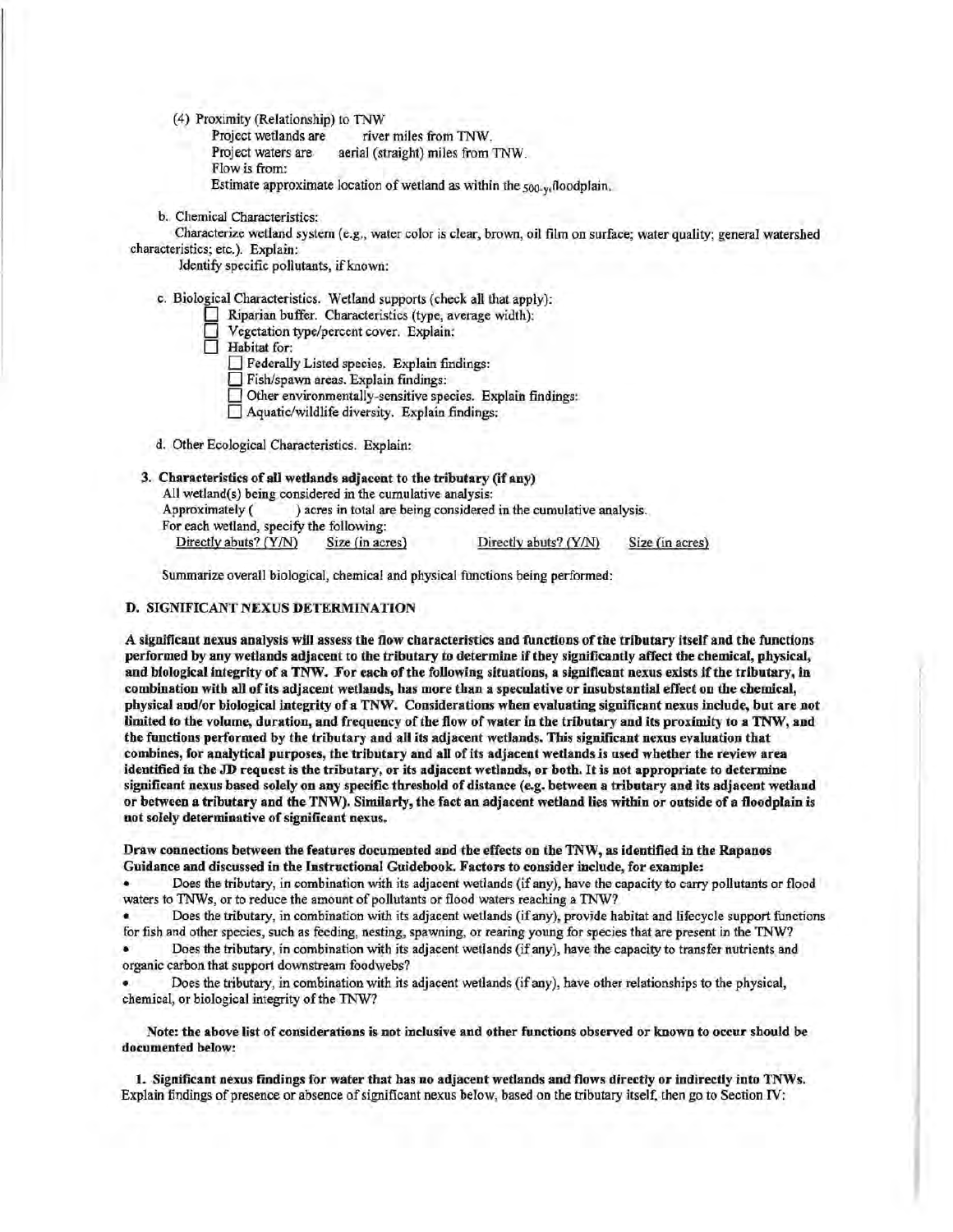(4) Proximity (Relationship) to TNW

Project wetlands are river miles from TNW.

Project waters are aerial (straight) miles from TNW.

Flow is from:

Estimate approximate location of wetland as within the 500-yr floodplain.

b. Chemical Characteristics:

Characterize wetland system (e.g., water color is clear, brown, oil film on surface; water quality; general watershed characteristics; etc.). Explain:

Identify specific pollutants, if known:

c. Biological Characteristics. Wetland supports (check all that apply):

- ☐ Riparian buffer. Characteristics (type, average width):
- ☐ Vegetation type/percent cover. Explain:
- ☐ Habitat for:
  - ☐ Federally Listed species. Explain findings:
  - ☐ Fish/spawn areas. Explain findings:
  - ☐ Other environmentally-sensitive species. Explain findings:
  - ☐ Aquatic/wildlife diversity. Explain findings:

d. Other Ecological Characteristics. Explain:

**3. Characteristics of all wetlands adjacent to the tributary (if any)**

All wetland(s) being considered in the cumulative analysis:

Approximately ( ) acres in total are being considered in the cumulative analysis.

For each wetland, specify the following:

| Directly abuts? (Y/N) | Size (in acres) | Directly abuts? (Y/N) | Size (in acres) |
|---|---|---|---|

Summarize overall biological, chemical and physical functions being performed:

### D. SIGNIFICANT NEXUS DETERMINATION

**A significant nexus analysis will assess the flow characteristics and functions of the tributary itself and the functions performed by any wetlands adjacent to the tributary to determine if they significantly affect the chemical, physical, and biological integrity of a TNW. For each of the following situations, a significant nexus exists if the tributary, in combination with all of its adjacent wetlands, has more than a speculative or insubstantial effect on the chemical, physical and/or biological integrity of a TNW. Considerations when evaluating significant nexus include, but are not limited to the volume, duration, and frequency of the flow of water in the tributary and its proximity to a TNW, and the functions performed by the tributary and all its adjacent wetlands. This significant nexus evaluation that combines, for analytical purposes, the tributary and all of its adjacent wetlands is used whether the review area identified in the JD request is the tributary, or its adjacent wetlands, or both. It is not appropriate to determine significant nexus based solely on any specific threshold of distance (e.g. between a tributary and its adjacent wetland or between a tributary and the TNW). Similarly, the fact an adjacent wetland lies within or outside of a floodplain is not solely determinative of significant nexus.**

**Draw connections between the features documented and the effects on the TNW, as identified in the Rapanos Guidance and discussed in the Instructional Guidebook. Factors to consider include, for example:**

- Does the tributary, in combination with its adjacent wetlands (if any), have the capacity to carry pollutants or flood waters to TNWs, or to reduce the amount of pollutants or flood waters reaching a TNW?
- Does the tributary, in combination with its adjacent wetlands (if any), provide habitat and lifecycle support functions for fish and other species, such as feeding, nesting, spawning, or rearing young for species that are present in the TNW?
- Does the tributary, in combination with its adjacent wetlands (if any), have the capacity to transfer nutrients and organic carbon that support downstream foodwebs?
- Does the tributary, in combination with its adjacent wetlands (if any), have other relationships to the physical, chemical, or biological integrity of the TNW?

**Note: the above list of considerations is not inclusive and other functions observed or known to occur should be documented below:**

**1. Significant nexus findings for water that has no adjacent wetlands and flows directly or indirectly into TNWs.** Explain findings of presence or absence of significant nexus below, based on the tributary itself, then go to Section IV: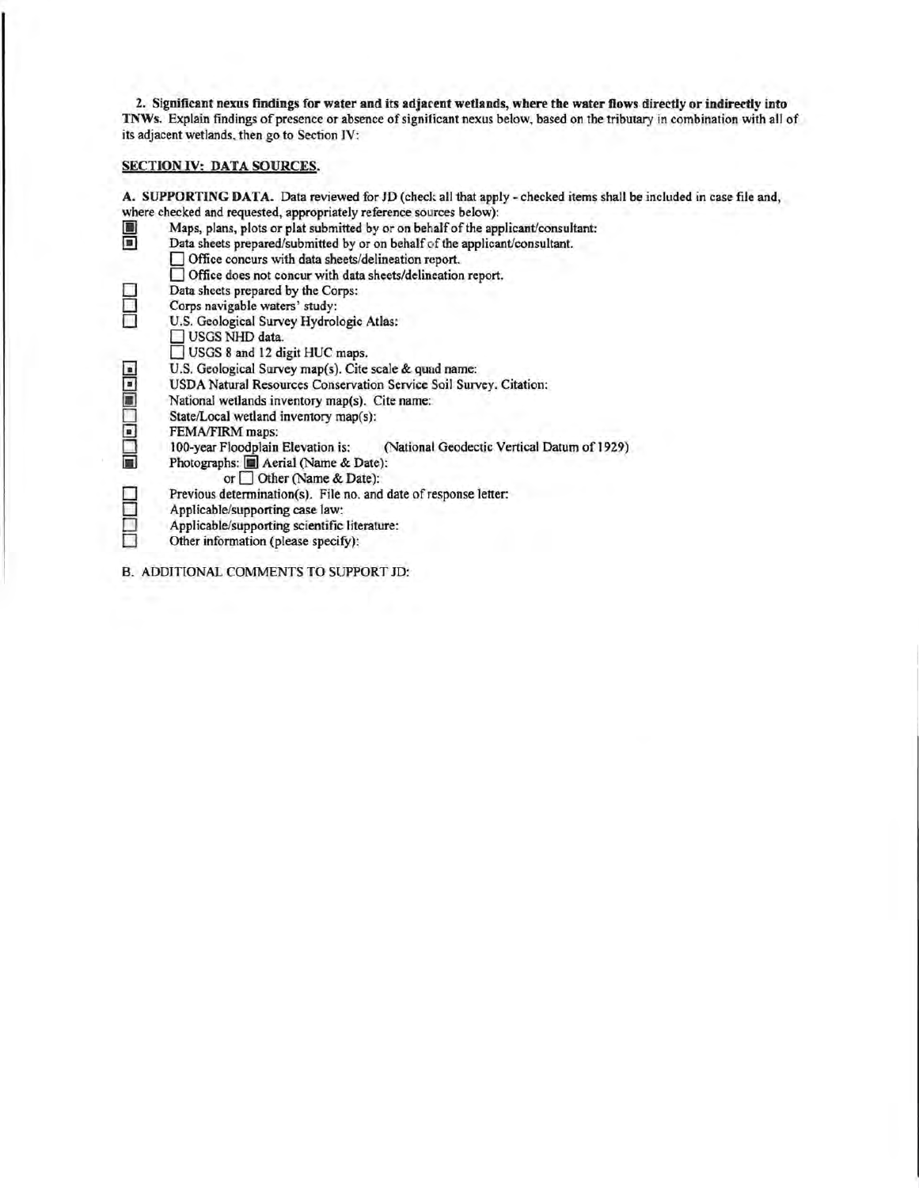**2. Significant nexus findings for water and its adjacent wetlands, where the water flows directly or indirectly into TNWs.** Explain findings of presence or absence of significant nexus below, based on the tributary in combination with all of its adjacent wetlands, then go to Section IV:

## SECTION IV: DATA SOURCES.

**A. SUPPORTING DATA.** Data reviewed for JD (check all that apply - checked items shall be included in case file and, where checked and requested, appropriately reference sources below):

- ☒ Maps, plans, plots or plat submitted by or on behalf of the applicant/consultant:
- ☒ Data sheets prepared/submitted by or on behalf of the applicant/consultant.
  - ☐ Office concurs with data sheets/delineation report.
  - ☐ Office does not concur with data sheets/delineation report.
- ☐ Data sheets prepared by the Corps:
- ☐ Corps navigable waters' study:
- ☐ U.S. Geological Survey Hydrologic Atlas:
  - ☐ USGS NHD data.
  - ☐ USGS 8 and 12 digit HUC maps.
- ☒ U.S. Geological Survey map(s). Cite scale & quad name:
- ☒ USDA Natural Resources Conservation Service Soil Survey. Citation:
- ☒ National wetlands inventory map(s). Cite name:
- ☐ State/Local wetland inventory map(s):
- ☒ FEMA/FIRM maps:
- ☐ 100-year Floodplain Elevation is: (National Geodectic Vertical Datum of 1929)
- ☒ Photographs: ☒ Aerial (Name & Date):
  - or ☐ Other (Name & Date):
- ☐ Previous determination(s). File no. and date of response letter:
- ☐ Applicable/supporting case law:
- ☐ Applicable/supporting scientific literature:
- ☐ Other information (please specify):

**B.** ADDITIONAL COMMENTS TO SUPPORT JD: